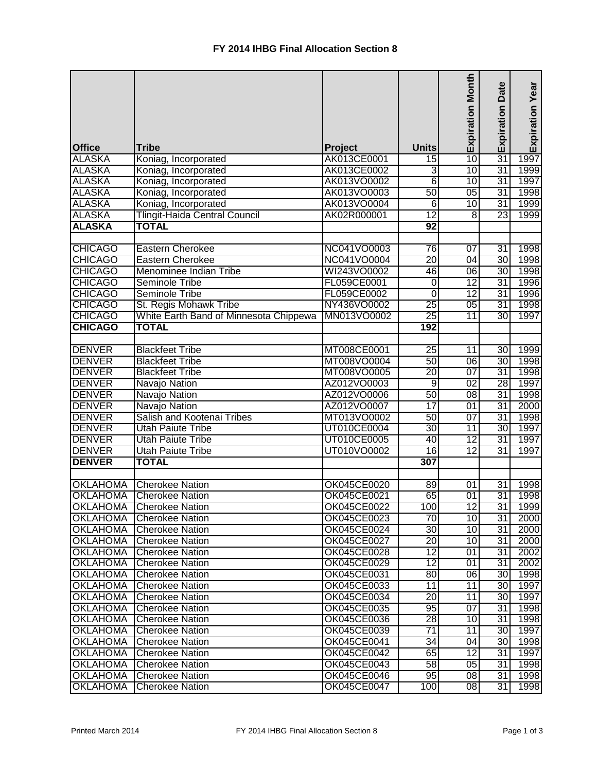# FY 2014 IHBG Final Allocation Section 8

| Office | Tribe | Project | Units | Expiration Month | Expiration Date | Expiration Year |
|---|---|---|---|---|---|---|
| ALASKA | Koniag, Incorporated | AK013CE0001 | 15 | 10 | 31 | 1997 |
| ALASKA | Koniag, Incorporated | AK013CE0002 | 3 | 10 | 31 | 1999 |
| ALASKA | Koniag, Incorporated | AK013VO0002 | 6 | 10 | 31 | 1997 |
| ALASKA | Koniag, Incorporated | AK013VO0003 | 50 | 05 | 31 | 1998 |
| ALASKA | Koniag, Incorporated | AK013VO0004 | 6 | 10 | 31 | 1999 |
| ALASKA | Tlingit-Haida Central Council | AK02R000001 | 12 | 8 | 23 | 1999 |
| **ALASKA** | **TOTAL** | | **92** | | | |
| | | | | | | |
| CHICAGO | Eastern Cherokee | NC041VO0003 | 76 | 07 | 31 | 1998 |
| CHICAGO | Eastern Cherokee | NC041VO0004 | 20 | 04 | 30 | 1998 |
| CHICAGO | Menominee Indian Tribe | WI243VO0002 | 46 | 06 | 30 | 1998 |
| CHICAGO | Seminole Tribe | FL059CE0001 | 0 | 12 | 31 | 1996 |
| CHICAGO | Seminole Tribe | FL059CE0002 | 0 | 12 | 31 | 1996 |
| CHICAGO | St. Regis Mohawk Tribe | NY436VO0002 | 25 | 05 | 31 | 1998 |
| CHICAGO | White Earth Band of Minnesota Chippewa | MN013VO0002 | 25 | 11 | 30 | 1997 |
| **CHICAGO** | **TOTAL** | | **192** | | | |
| | | | | | | |
| DENVER | Blackfeet Tribe | MT008CE0001 | 25 | 11 | 30 | 1999 |
| DENVER | Blackfeet Tribe | MT008VO0004 | 50 | 06 | 30 | 1998 |
| DENVER | Blackfeet Tribe | MT008VO0005 | 20 | 07 | 31 | 1998 |
| DENVER | Navajo Nation | AZ012VO0003 | 9 | 02 | 28 | 1997 |
| DENVER | Navajo Nation | AZ012VO0006 | 50 | 08 | 31 | 1998 |
| DENVER | Navajo Nation | AZ012VO0007 | 17 | 01 | 31 | 2000 |
| DENVER | Salish and Kootenai Tribes | MT013VO0002 | 50 | 07 | 31 | 1998 |
| DENVER | Utah Paiute Tribe | UT010CE0004 | 30 | 11 | 30 | 1997 |
| DENVER | Utah Paiute Tribe | UT010CE0005 | 40 | 12 | 31 | 1997 |
| DENVER | Utah Paiute Tribe | UT010VO0002 | 16 | 12 | 31 | 1997 |
| **DENVER** | **TOTAL** | | **307** | | | |
| | | | | | | |
| OKLAHOMA | Cherokee Nation | OK045CE0020 | 89 | 01 | 31 | 1998 |
| OKLAHOMA | Cherokee Nation | OK045CE0021 | 65 | 01 | 31 | 1998 |
| OKLAHOMA | Cherokee Nation | OK045CE0022 | 100 | 12 | 31 | 1999 |
| OKLAHOMA | Cherokee Nation | OK045CE0023 | 70 | 10 | 31 | 2000 |
| OKLAHOMA | Cherokee Nation | OK045CE0024 | 30 | 10 | 31 | 2000 |
| OKLAHOMA | Cherokee Nation | OK045CE0027 | 20 | 10 | 31 | 2000 |
| OKLAHOMA | Cherokee Nation | OK045CE0028 | 12 | 01 | 31 | 2002 |
| OKLAHOMA | Cherokee Nation | OK045CE0029 | 12 | 01 | 31 | 2002 |
| OKLAHOMA | Cherokee Nation | OK045CE0031 | 80 | 06 | 30 | 1998 |
| OKLAHOMA | Cherokee Nation | OK045CE0033 | 11 | 11 | 30 | 1997 |
| OKLAHOMA | Cherokee Nation | OK045CE0034 | 20 | 11 | 30 | 1997 |
| OKLAHOMA | Cherokee Nation | OK045CE0035 | 95 | 07 | 31 | 1998 |
| OKLAHOMA | Cherokee Nation | OK045CE0036 | 28 | 10 | 31 | 1998 |
| OKLAHOMA | Cherokee Nation | OK045CE0039 | 71 | 11 | 30 | 1997 |
| OKLAHOMA | Cherokee Nation | OK045CE0041 | 34 | 04 | 30 | 1998 |
| OKLAHOMA | Cherokee Nation | OK045CE0042 | 65 | 12 | 31 | 1997 |
| OKLAHOMA | Cherokee Nation | OK045CE0043 | 58 | 05 | 31 | 1998 |
| OKLAHOMA | Cherokee Nation | OK045CE0046 | 95 | 08 | 31 | 1998 |
| OKLAHOMA | Cherokee Nation | OK045CE0047 | 100 | 08 | 31 | 1998 |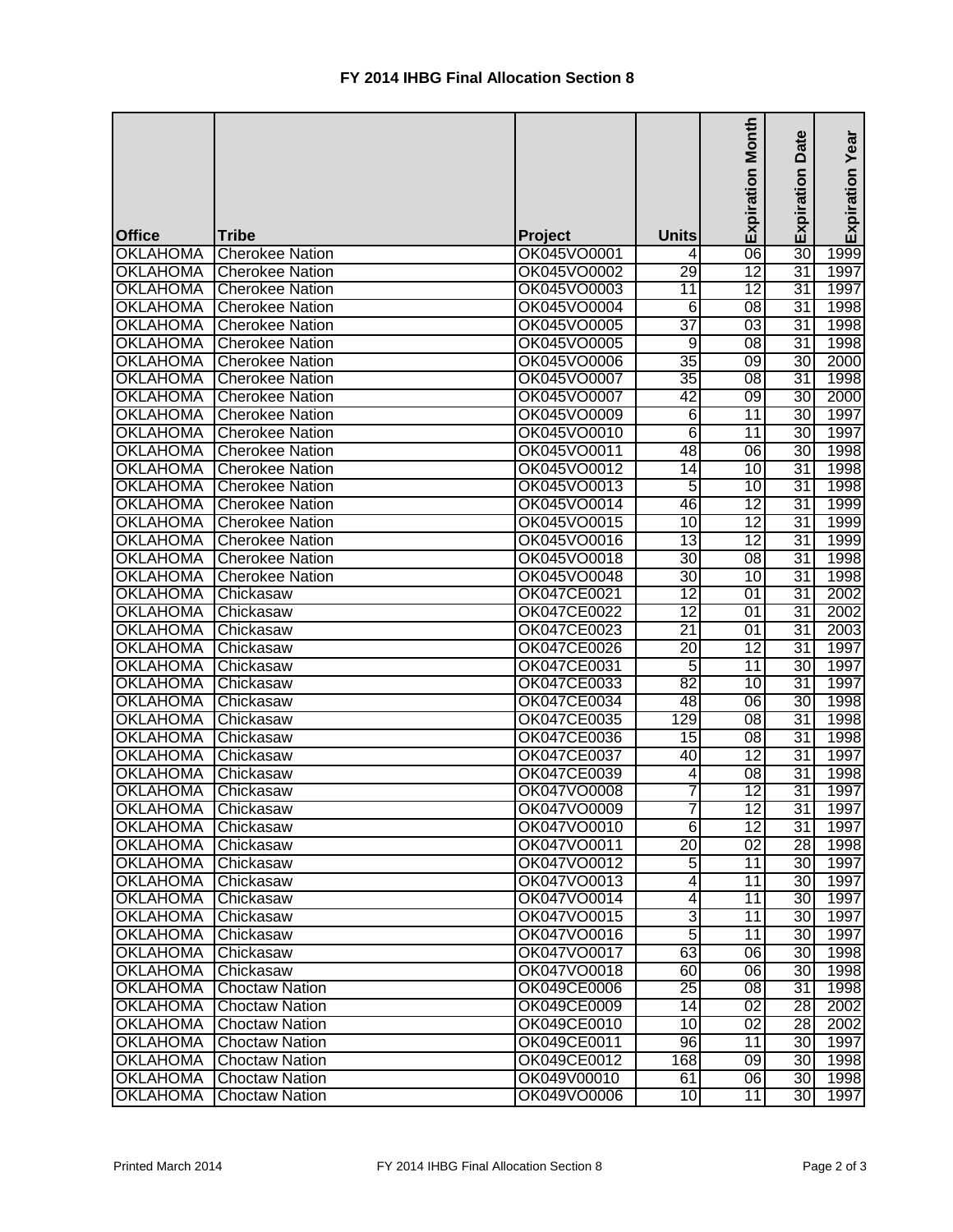# FY 2014 IHBG Final Allocation Section 8

| Office | Tribe | Project | Units | Expiration Month | Expiration Date | Expiration Year |
|---|---|---|---|---|---|---|
| OKLAHOMA | Cherokee Nation | OK045VO0001 | 4 | 06 | 30 | 1999 |
| OKLAHOMA | Cherokee Nation | OK045VO0002 | 29 | 12 | 31 | 1997 |
| OKLAHOMA | Cherokee Nation | OK045VO0003 | 11 | 12 | 31 | 1997 |
| OKLAHOMA | Cherokee Nation | OK045VO0004 | 6 | 08 | 31 | 1998 |
| OKLAHOMA | Cherokee Nation | OK045VO0005 | 37 | 03 | 31 | 1998 |
| OKLAHOMA | Cherokee Nation | OK045VO0005 | 9 | 08 | 31 | 1998 |
| OKLAHOMA | Cherokee Nation | OK045VO0006 | 35 | 09 | 30 | 2000 |
| OKLAHOMA | Cherokee Nation | OK045VO0007 | 35 | 08 | 31 | 1998 |
| OKLAHOMA | Cherokee Nation | OK045VO0007 | 42 | 09 | 30 | 2000 |
| OKLAHOMA | Cherokee Nation | OK045VO0009 | 6 | 11 | 30 | 1997 |
| OKLAHOMA | Cherokee Nation | OK045VO0010 | 6 | 11 | 30 | 1997 |
| OKLAHOMA | Cherokee Nation | OK045VO0011 | 48 | 06 | 30 | 1998 |
| OKLAHOMA | Cherokee Nation | OK045VO0012 | 14 | 10 | 31 | 1998 |
| OKLAHOMA | Cherokee Nation | OK045VO0013 | 5 | 10 | 31 | 1998 |
| OKLAHOMA | Cherokee Nation | OK045VO0014 | 46 | 12 | 31 | 1999 |
| OKLAHOMA | Cherokee Nation | OK045VO0015 | 10 | 12 | 31 | 1999 |
| OKLAHOMA | Cherokee Nation | OK045VO0016 | 13 | 12 | 31 | 1999 |
| OKLAHOMA | Cherokee Nation | OK045VO0018 | 30 | 08 | 31 | 1998 |
| OKLAHOMA | Cherokee Nation | OK045VO0048 | 30 | 10 | 31 | 1998 |
| OKLAHOMA | Chickasaw | OK047CE0021 | 12 | 01 | 31 | 2002 |
| OKLAHOMA | Chickasaw | OK047CE0022 | 12 | 01 | 31 | 2002 |
| OKLAHOMA | Chickasaw | OK047CE0023 | 21 | 01 | 31 | 2003 |
| OKLAHOMA | Chickasaw | OK047CE0026 | 20 | 12 | 31 | 1997 |
| OKLAHOMA | Chickasaw | OK047CE0031 | 5 | 11 | 30 | 1997 |
| OKLAHOMA | Chickasaw | OK047CE0033 | 82 | 10 | 31 | 1997 |
| OKLAHOMA | Chickasaw | OK047CE0034 | 48 | 06 | 30 | 1998 |
| OKLAHOMA | Chickasaw | OK047CE0035 | 129 | 08 | 31 | 1998 |
| OKLAHOMA | Chickasaw | OK047CE0036 | 15 | 08 | 31 | 1998 |
| OKLAHOMA | Chickasaw | OK047CE0037 | 40 | 12 | 31 | 1997 |
| OKLAHOMA | Chickasaw | OK047CE0039 | 4 | 08 | 31 | 1998 |
| OKLAHOMA | Chickasaw | OK047VO0008 | 7 | 12 | 31 | 1997 |
| OKLAHOMA | Chickasaw | OK047VO0009 | 7 | 12 | 31 | 1997 |
| OKLAHOMA | Chickasaw | OK047VO0010 | 6 | 12 | 31 | 1997 |
| OKLAHOMA | Chickasaw | OK047VO0011 | 20 | 02 | 28 | 1998 |
| OKLAHOMA | Chickasaw | OK047VO0012 | 5 | 11 | 30 | 1997 |
| OKLAHOMA | Chickasaw | OK047VO0013 | 4 | 11 | 30 | 1997 |
| OKLAHOMA | Chickasaw | OK047VO0014 | 4 | 11 | 30 | 1997 |
| OKLAHOMA | Chickasaw | OK047VO0015 | 3 | 11 | 30 | 1997 |
| OKLAHOMA | Chickasaw | OK047VO0016 | 5 | 11 | 30 | 1997 |
| OKLAHOMA | Chickasaw | OK047VO0017 | 63 | 06 | 30 | 1998 |
| OKLAHOMA | Chickasaw | OK047VO0018 | 60 | 06 | 30 | 1998 |
| OKLAHOMA | Choctaw Nation | OK049CE0006 | 25 | 08 | 31 | 1998 |
| OKLAHOMA | Choctaw Nation | OK049CE0009 | 14 | 02 | 28 | 2002 |
| OKLAHOMA | Choctaw Nation | OK049CE0010 | 10 | 02 | 28 | 2002 |
| OKLAHOMA | Choctaw Nation | OK049CE0011 | 96 | 11 | 30 | 1997 |
| OKLAHOMA | Choctaw Nation | OK049CE0012 | 168 | 09 | 30 | 1998 |
| OKLAHOMA | Choctaw Nation | OK049V00010 | 61 | 06 | 30 | 1998 |
| OKLAHOMA | Choctaw Nation | OK049VO0006 | 10 | 11 | 30 | 1997 |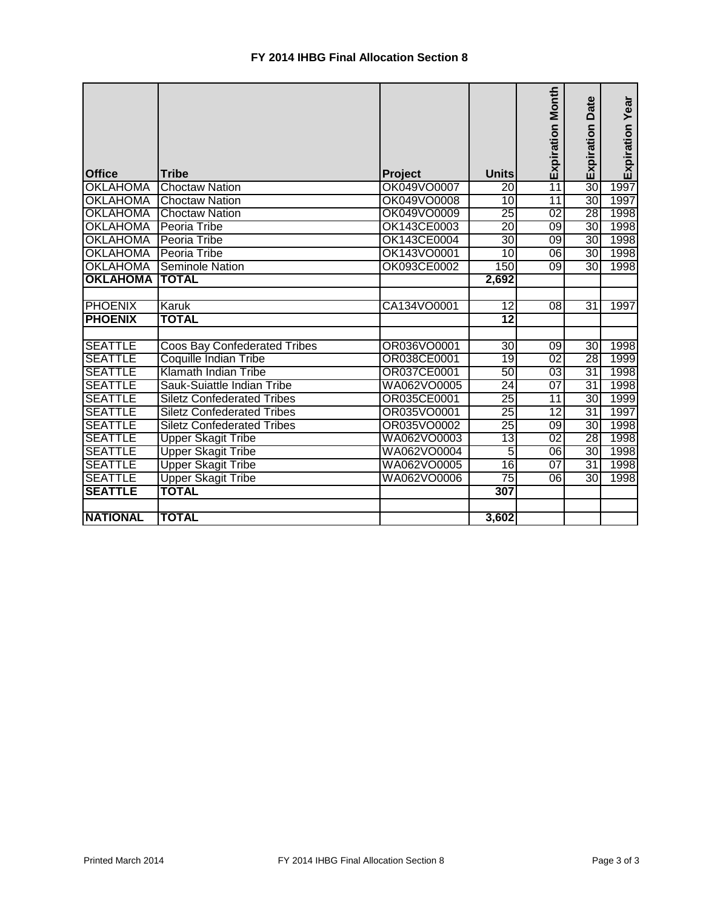# FY 2014 IHBG Final Allocation Section 8

| Office | Tribe | Project | Units | Expiration Month | Expiration Date | Expiration Year |
|---|---|---|---|---|---|---|
| OKLAHOMA | Choctaw Nation | OK049VO0007 | 20 | 11 | 30 | 1997 |
| OKLAHOMA | Choctaw Nation | OK049VO0008 | 10 | 11 | 30 | 1997 |
| OKLAHOMA | Choctaw Nation | OK049VO0009 | 25 | 02 | 28 | 1998 |
| OKLAHOMA | Peoria Tribe | OK143CE0003 | 20 | 09 | 30 | 1998 |
| OKLAHOMA | Peoria Tribe | OK143CE0004 | 30 | 09 | 30 | 1998 |
| OKLAHOMA | Peoria Tribe | OK143VO0001 | 10 | 06 | 30 | 1998 |
| OKLAHOMA | Seminole Nation | OK093CE0002 | 150 | 09 | 30 | 1998 |
| **OKLAHOMA** | **TOTAL** | | **2,692** | | | |
| | | | | | | |
| PHOENIX | Karuk | CA134VO0001 | 12 | 08 | 31 | 1997 |
| **PHOENIX** | **TOTAL** | | **12** | | | |
| | | | | | | |
| SEATTLE | Coos Bay Confederated Tribes | OR036VO0001 | 30 | 09 | 30 | 1998 |
| SEATTLE | Coquille Indian Tribe | OR038CE0001 | 19 | 02 | 28 | 1999 |
| SEATTLE | Klamath Indian Tribe | OR037CE0001 | 50 | 03 | 31 | 1998 |
| SEATTLE | Sauk-Suiattle Indian Tribe | WA062VO0005 | 24 | 07 | 31 | 1998 |
| SEATTLE | Siletz Confederated Tribes | OR035CE0001 | 25 | 11 | 30 | 1999 |
| SEATTLE | Siletz Confederated Tribes | OR035VO0001 | 25 | 12 | 31 | 1997 |
| SEATTLE | Siletz Confederated Tribes | OR035VO0002 | 25 | 09 | 30 | 1998 |
| SEATTLE | Upper Skagit Tribe | WA062VO0003 | 13 | 02 | 28 | 1998 |
| SEATTLE | Upper Skagit Tribe | WA062VO0004 | 5 | 06 | 30 | 1998 |
| SEATTLE | Upper Skagit Tribe | WA062VO0005 | 16 | 07 | 31 | 1998 |
| SEATTLE | Upper Skagit Tribe | WA062VO0006 | 75 | 06 | 30 | 1998 |
| **SEATTLE** | **TOTAL** | | **307** | | | |
| | | | | | | |
| **NATIONAL** | **TOTAL** | | **3,602** | | | |